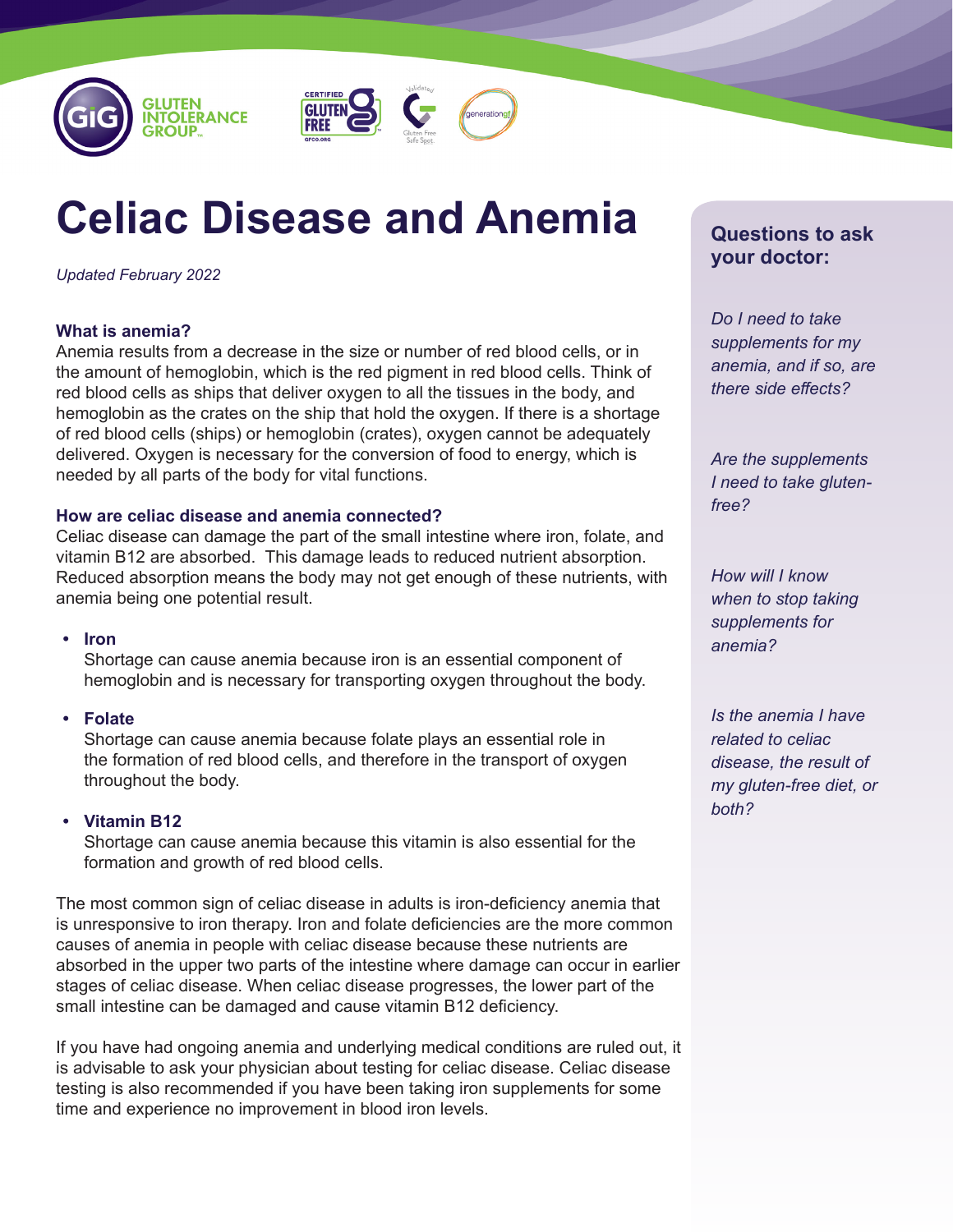# Celiac Disease and Anemia

*Updated February 2022*

### What is anemia?

Anemia results from a decrease in the size or number of red blood cells, or in the amount of hemoglobin, which is the red pigment in red blood cells. Think of red blood cells as ships that deliver oxygen to all the tissues in the body, and hemoglobin as the crates on the ship that hold the oxygen. If there is a shortage of red blood cells (ships) or hemoglobin (crates), oxygen cannot be adequately delivered. Oxygen is necessary for the conversion of food to energy, which is needed by all parts of the body for vital functions.

### How are celiac disease and anemia connected?

Celiac disease can damage the part of the small intestine where iron, folate, and vitamin B12 are absorbed. This damage leads to reduced nutrient absorption. Reduced absorption means the body may not get enough of these nutrients, with anemia being one potential result.

- **Iron**
  Shortage can cause anemia because iron is an essential component of hemoglobin and is necessary for transporting oxygen throughout the body.
- **Folate**
  Shortage can cause anemia because folate plays an essential role in the formation of red blood cells, and therefore in the transport of oxygen throughout the body.
- **Vitamin B12**
  Shortage can cause anemia because this vitamin is also essential for the formation and growth of red blood cells.

The most common sign of celiac disease in adults is iron-deficiency anemia that is unresponsive to iron therapy. Iron and folate deficiencies are the more common causes of anemia in people with celiac disease because these nutrients are absorbed in the upper two parts of the intestine where damage can occur in earlier stages of celiac disease. When celiac disease progresses, the lower part of the small intestine can be damaged and cause vitamin B12 deficiency.

If you have had ongoing anemia and underlying medical conditions are ruled out, it is advisable to ask your physician about testing for celiac disease. Celiac disease testing is also recommended if you have been taking iron supplements for some time and experience no improvement in blood iron levels.

### Questions to ask your doctor:

*Do I need to take supplements for my anemia, and if so, are there side effects?*

*Are the supplements I need to take gluten-free?*

*How will I know when to stop taking supplements for anemia?*

*Is the anemia I have related to celiac disease, the result of my gluten-free diet, or both?*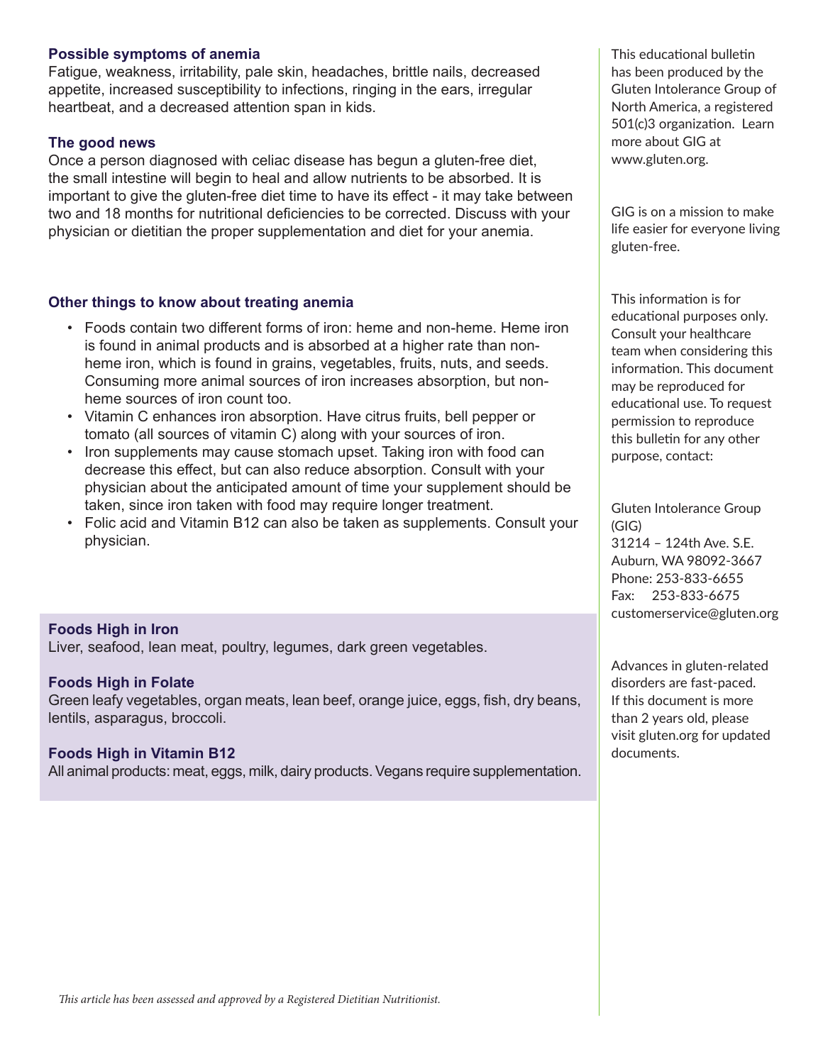### Possible symptoms of anemia

Fatigue, weakness, irritability, pale skin, headaches, brittle nails, decreased appetite, increased susceptibility to infections, ringing in the ears, irregular heartbeat, and a decreased attention span in kids.

### The good news

Once a person diagnosed with celiac disease has begun a gluten-free diet, the small intestine will begin to heal and allow nutrients to be absorbed. It is important to give the gluten-free diet time to have its effect - it may take between two and 18 months for nutritional deficiencies to be corrected. Discuss with your physician or dietitian the proper supplementation and diet for your anemia.

### Other things to know about treating anemia

- Foods contain two different forms of iron: heme and non-heme. Heme iron is found in animal products and is absorbed at a higher rate than non-heme iron, which is found in grains, vegetables, fruits, nuts, and seeds. Consuming more animal sources of iron increases absorption, but non-heme sources of iron count too.
- Vitamin C enhances iron absorption. Have citrus fruits, bell pepper or tomato (all sources of vitamin C) along with your sources of iron.
- Iron supplements may cause stomach upset. Taking iron with food can decrease this effect, but can also reduce absorption. Consult with your physician about the anticipated amount of time your supplement should be taken, since iron taken with food may require longer treatment.
- Folic acid and Vitamin B12 can also be taken as supplements. Consult your physician.

### Foods High in Iron

Liver, seafood, lean meat, poultry, legumes, dark green vegetables.

### Foods High in Folate

Green leafy vegetables, organ meats, lean beef, orange juice, eggs, fish, dry beans, lentils, asparagus, broccoli.

### Foods High in Vitamin B12

All animal products: meat, eggs, milk, dairy products. Vegans require supplementation.

*This article has been assessed and approved by a Registered Dietitian Nutritionist.*

This educational bulletin has been produced by the Gluten Intolerance Group of North America, a registered 501(c)3 organization. Learn more about GIG at www.gluten.org.

GIG is on a mission to make life easier for everyone living gluten-free.

This information is for educational purposes only. Consult your healthcare team when considering this information. This document may be reproduced for educational use. To request permission to reproduce this bulletin for any other purpose, contact:

Gluten Intolerance Group (GIG)
31214 – 124th Ave. S.E.
Auburn, WA 98092-3667
Phone: 253-833-6655
Fax: 253-833-6675
customerservice@gluten.org

Advances in gluten-related disorders are fast-paced. If this document is more than 2 years old, please visit gluten.org for updated documents.